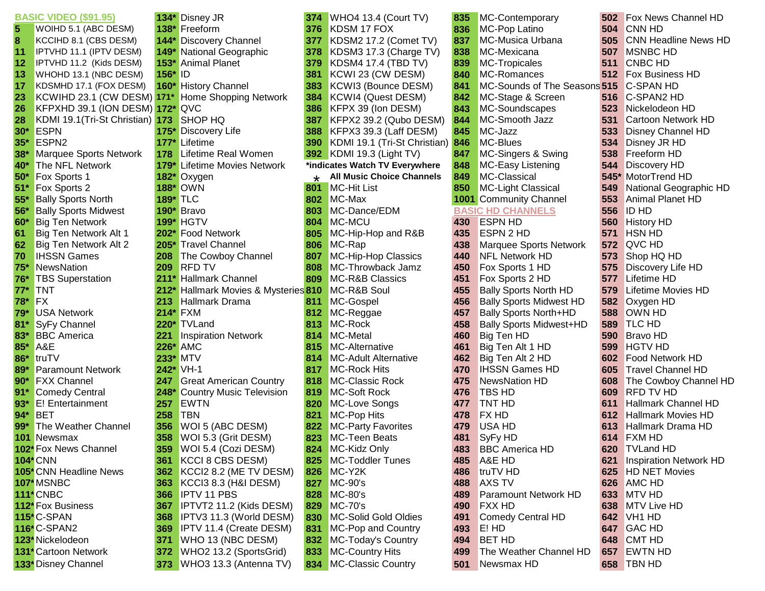## BASIC VIDEO ($91.95)

| Channel | Name |
|---|---|
| 5 | WOIHD 5.1 (ABC DESM) |
| 8 | KCCIHD 8.1 (CBS DESM) |
| 11 | IPTVHD 11.1 (IPTV DESM) |
| 12 | IPTVHD 11.2 (Kids DESM) |
| 13 | WHOHD 13.1 (NBC DESM) |
| 17 | KDSMHD 17.1 (FOX DESM) |
| 23 | KCWIHD 23.1 (CW DESM) |
| 26 | KFPXHD 39.1 (ION DESM) |
| 28 | KDMI 19.1(Tri-St Christian) |
| 30* | ESPN |
| 35* | ESPN2 |
| 38* | Marquee Sports Network |
| 40* | The NFL Network |
| 50* | Fox Sports 1 |
| 51* | Fox Sports 2 |
| 55* | Bally Sports North |
| 56* | Bally Sports Midwest |
| 60* | Big Ten Network |
| 61 | Big Ten Network Alt 1 |
| 62 | Big Ten Network Alt 2 |
| 70 | IHSSN Games |
| 75* | NewsNation |
| 76* | TBS Superstation |
| 77* | TNT |
| 78* | FX |
| 79* | USA Network |
| 81* | SyFy Channel |
| 83* | BBC America |
| 85* | A&E |
| 86* | truTV |
| 89* | Paramount Network |
| 90* | FXX Channel |
| 91* | Comedy Central |
| 93* | E! Entertainment |
| 94* | BET |
| 99* | The Weather Channel |
| 101 | Newsmax |
| 102* | Fox News Channel |
| 104* | CNN |
| 105* | CNN Headline News |
| 107* | MSNBC |
| 111* | CNBC |
| 112* | Fox Business |
| 115* | C-SPAN |
| 116* | C-SPAN2 |
| 123* | Nickelodeon |
| 131* | Cartoon Network |
| 133* | Disney Channel |
| 134* | Disney JR |
| 138* | Freeform |
| 144* | Discovery Channel |
| 149* | National Geographic |
| 153* | Animal Planet |
| 156* | ID |
| 160* | History Channel |
| 171* | Home Shopping Network |
| 172* | QVC |
| 173 | SHOP HQ |
| 175* | Discovery Life |
| 177* | Lifetime |
| 178 | Lifetime Real Women |
| 179* | Lifetime Movies Network |
| 182* | Oxygen |
| 188* | OWN |
| 189* | TLC |
| 190* | Bravo |
| 199* | HGTV |
| 202* | Food Network |
| 205* | Travel Channel |
| 208 | The Cowboy Channel |
| 209 | RFD TV |
| 211* | Hallmark Channel |
| 212* | Hallmark Movies & Mysteries |
| 213 | Hallmark Drama |
| 214* | FXM |
| 220* | TVLand |
| 221 | Inspiration Network |
| 226* | AMC |
| 233* | MTV |
| 242* | VH-1 |
| 247 | Great American Country |
| 248* | Country Music Television |
| 257 | EWTN |
| 258 | TBN |
| 356 | WOI 5 (ABC DESM) |
| 358 | WOI 5.3 (Grit DESM) |
| 359 | WOI 5.4 (Cozi DESM) |
| 361 | KCCI 8 CBS DESM) |
| 362 | KCCI2 8.2 (ME TV DESM) |
| 363 | KCCI3 8.3 (H&I DESM) |
| 366 | IPTV 11 PBS |
| 367 | IPTVT2 11.2 (Kids DESM) |
| 368 | IPTV3 11.3 (World DESM) |
| 369 | IPTV 11.4 (Create DESM) |
| 371 | WHO 13 (NBC DESM) |
| 372 | WHO2 13.2 (SportsGrid) |
| 373 | WHO3 13.3 (Antenna TV) |
| 374 | WHO4 13.4 (Court TV) |
| 376 | KDSM 17 FOX |
| 377 | KDSM2 17.2 (Comet TV) |
| 378 | KDSM3 17.3 (Charge TV) |
| 379 | KDSM4 17.4 (TBD TV) |
| 381 | KCWI 23 (CW DESM) |
| 383 | KCWI3 (Bounce DESM) |
| 384 | KCWI4 (Quest DESM) |
| 386 | KFPX 39 (Ion DESM) |
| 387 | KFPX2 39.2 (Qubo DESM) |
| 388 | KFPX3 39.3 (Laff DESM) |
| 390 | KDMI 19.1 (Tri-St Christian) |
| 392 | KDMI 19.3 (Light TV) |

*indicates Watch TV Everywhere

**All Music Choice Channels**

| Channel | Name |
|---|---|
| 801 | MC-Hit List |
| 802 | MC-Max |
| 803 | MC-Dance/EDM |
| 804 | MC-MCU |
| 805 | MC-Hip-Hop and R&B |
| 806 | MC-Rap |
| 807 | MC-Hip-Hop Classics |
| 808 | MC-Throwback Jamz |
| 809 | MC-R&B Classics |
| 810 | MC-R&B Soul |
| 811 | MC-Gospel |
| 812 | MC-Reggae |
| 813 | MC-Rock |
| 814 | MC-Metal |
| 815 | MC-Alternative |
| 814 | MC-Adult Alternative |
| 817 | MC-Rock Hits |
| 818 | MC-Classic Rock |
| 819 | MC-Soft Rock |
| 820 | MC-Love Songs |
| 821 | MC-Pop Hits |
| 822 | MC-Party Favorites |
| 823 | MC-Teen Beats |
| 824 | MC-Kidz Only |
| 825 | MC-Toddler Tunes |
| 826 | MC-Y2K |
| 827 | MC-90's |
| 828 | MC-80's |
| 829 | MC-70's |
| 830 | MC-Solid Gold Oldies |
| 831 | MC-Pop and Country |
| 832 | MC-Today's Country |
| 833 | MC-Country Hits |
| 834 | MC-Classic Country |
| 835 | MC-Contemporary |
| 836 | MC-Pop Latino |
| 837 | MC-Musica Urbana |
| 838 | MC-Mexicana |
| 839 | MC-Tropicales |
| 840 | MC-Romances |
| 841 | MC-Sounds of The Seasons |
| 842 | MC-Stage & Screen |
| 843 | MC-Soundscapes |
| 844 | MC-Smooth Jazz |
| 845 | MC-Jazz |
| 846 | MC-Blues |
| 847 | MC-Singers & Swing |
| 848 | MC-Easy Listening |
| 849 | MC-Classical |
| 850 | MC-Light Classical |
| 1001 | Community Channel |

## BASIC HD CHANNELS

| Channel | Name |
|---|---|
| 430 | ESPN HD |
| 435 | ESPN 2 HD |
| 438 | Marquee Sports Network |
| 440 | NFL Network HD |
| 450 | Fox Sports 1 HD |
| 451 | Fox Sports 2 HD |
| 455 | Bally Sports North HD |
| 456 | Bally Sports Midwest HD |
| 457 | Bally Sports North+HD |
| 458 | Bally Sports Midwest+HD |
| 460 | Big Ten HD |
| 461 | Big Ten Alt 1 HD |
| 462 | Big Ten Alt 2 HD |
| 470 | IHSSN Games HD |
| 475 | NewsNation HD |
| 476 | TBS HD |
| 477 | TNT HD |
| 478 | FX HD |
| 479 | USA HD |
| 481 | SyFy HD |
| 483 | BBC America HD |
| 485 | A&E HD |
| 486 | truTV HD |
| 488 | AXS TV |
| 489 | Paramount Network HD |
| 490 | FXX HD |
| 491 | Comedy Central HD |
| 493 | E! HD |
| 494 | BET HD |
| 499 | The Weather Channel HD |
| 501 | Newsmax HD |
| 502 | Fox News Channel HD |
| 504 | CNN HD |
| 505 | CNN Headline News HD |
| 507 | MSNBC HD |
| 511 | CNBC HD |
| 512 | Fox Business HD |
| 515 | C-SPAN HD |
| 516 | C-SPAN2 HD |
| 523 | Nickelodeon HD |
| 531 | Cartoon Network HD |
| 533 | Disney Channel HD |
| 534 | Disney JR HD |
| 538 | Freeform HD |
| 544 | Discovery HD |
| 545* | MotorTrend HD |
| 549 | National Geographic HD |
| 553 | Animal Planet HD |
| 556 | ID HD |
| 560 | History HD |
| 571 | HSN HD |
| 572 | QVC HD |
| 573 | Shop HQ HD |
| 575 | Discovery Life HD |
| 577 | Lifetime HD |
| 579 | Lifetime Movies HD |
| 582 | Oxygen HD |
| 588 | OWN HD |
| 589 | TLC HD |
| 590 | Bravo HD |
| 599 | HGTV HD |
| 602 | Food Network HD |
| 605 | Travel Channel HD |
| 608 | The Cowboy Channel HD |
| 609 | RFD TV HD |
| 611 | Hallmark Channel HD |
| 612 | Hallmark Movies HD |
| 613 | Hallmark Drama HD |
| 614 | FXM HD |
| 620 | TVLand HD |
| 621 | Inspiration Network HD |
| 625 | HD NET Movies |
| 626 | AMC HD |
| 633 | MTV HD |
| 638 | MTV Live HD |
| 642 | VH1 HD |
| 647 | GAC HD |
| 648 | CMT HD |
| 657 | EWTN HD |
| 658 | TBN HD |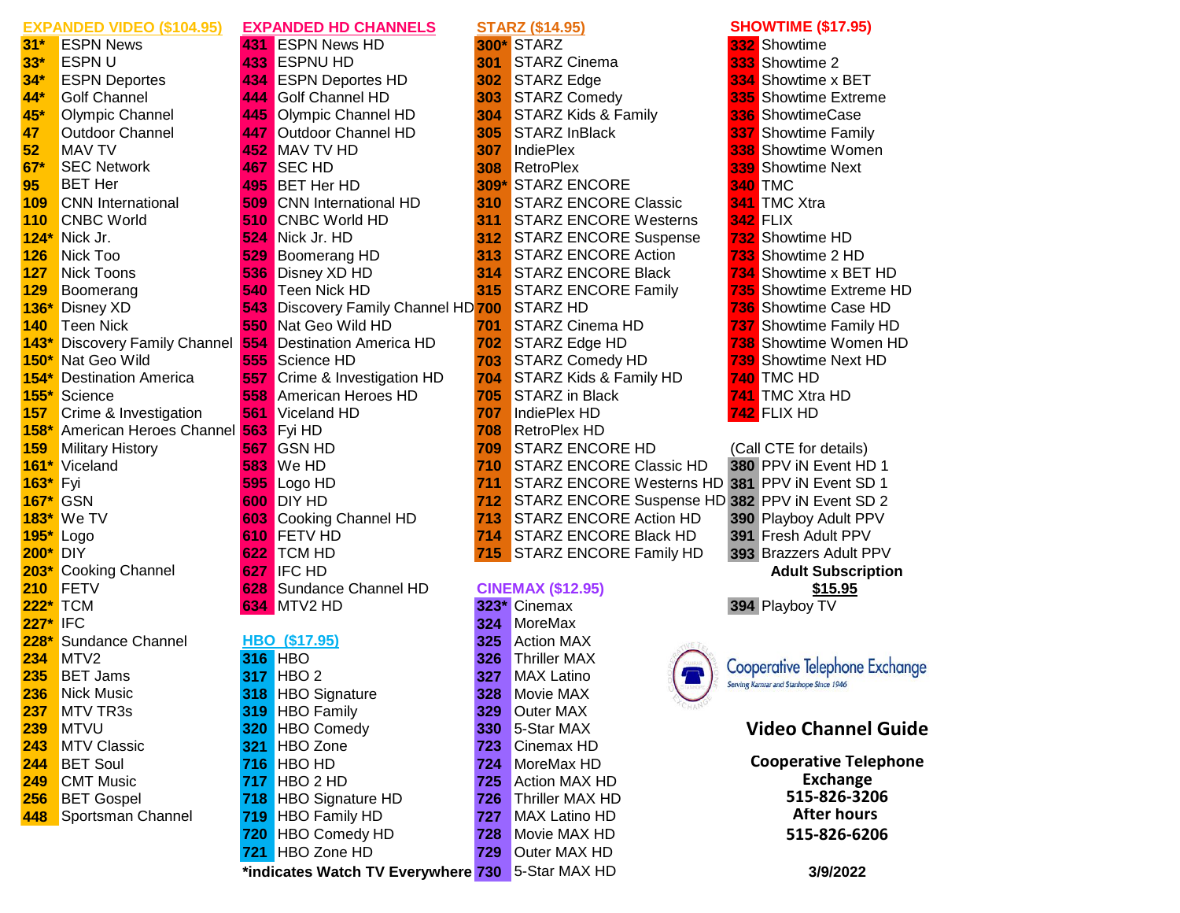## EXPANDED VIDEO ($104.95)

| | |
|---|---|
| 31* | ESPN News |
| 33* | ESPN U |
| 34* | ESPN Deportes |
| 44* | Golf Channel |
| 45* | Olympic Channel |
| 47 | Outdoor Channel |
| 52 | MAV TV |
| 67* | SEC Network |
| 95 | BET Her |
| 109 | CNN International |
| 110 | CNBC World |
| 124* | Nick Jr. |
| 126 | Nick Too |
| 127 | Nick Toons |
| 129 | Boomerang |
| 136* | Disney XD |
| 140 | Teen Nick |
| 143* | Discovery Family Channel |
| 150* | Nat Geo Wild |
| 154* | Destination America |
| 155* | Science |
| 157 | Crime & Investigation |
| 158* | American Heroes Channel |
| 159 | Military History |
| 161* | Viceland |
| 163* | Fyi |
| 167* | GSN |
| 183* | We TV |
| 195* | Logo |
| 200* | DIY |
| 203* | Cooking Channel |
| 210 | FETV |
| 222* | TCM |
| 227* | IFC |
| 228* | Sundance Channel |
| 234 | MTV2 |
| 235 | BET Jams |
| 236 | Nick Music |
| 237 | MTV TR3s |
| 239 | MTVU |
| 243 | MTV Classic |
| 244 | BET Soul |
| 249 | CMT Music |
| 256 | BET Gospel |
| 448 | Sportsman Channel |

## EXPANDED HD CHANNELS

| | |
|---|---|
| 431 | ESPN News HD |
| 433 | ESPNU HD |
| 434 | ESPN Deportes HD |
| 444 | Golf Channel HD |
| 445 | Olympic Channel HD |
| 447 | Outdoor Channel HD |
| 452 | MAV TV HD |
| 467 | SEC HD |
| 495 | BET Her HD |
| 509 | CNN International HD |
| 510 | CNBC World HD |
| 524 | Nick Jr. HD |
| 529 | Boomerang HD |
| 536 | Disney XD HD |
| 540 | Teen Nick HD |
| 543 | Discovery Family Channel HD |
| 550 | Nat Geo Wild HD |
| 554 | Destination America HD |
| 555 | Science HD |
| 557 | Crime & Investigation HD |
| 558 | American Heroes HD |
| 561 | Viceland HD |
| 563 | Fyi HD |
| 567 | GSN HD |
| 583 | We HD |
| 595 | Logo HD |
| 600 | DIY HD |
| 603 | Cooking Channel HD |
| 610 | FETV HD |
| 622 | TCM HD |
| 627 | IFC HD |
| 628 | Sundance Channel HD |
| 634 | MTV2 HD |

## HBO ($17.95)

| | |
|---|---|
| 316 | HBO |
| 317 | HBO 2 |
| 318 | HBO Signature |
| 319 | HBO Family |
| 320 | HBO Comedy |
| 321 | HBO Zone |
| 716 | HBO HD |
| 717 | HBO 2 HD |
| 718 | HBO Signature HD |
| 719 | HBO Family HD |
| 720 | HBO Comedy HD |
| 721 | HBO Zone HD |

**\*indicates Watch TV Everywhere**

## STARZ ($14.95)

| | |
|---|---|
| 300* | STARZ |
| 301 | STARZ Cinema |
| 302 | STARZ Edge |
| 303 | STARZ Comedy |
| 304 | STARZ Kids & Family |
| 305 | STARZ InBlack |
| 307 | IndiePlex |
| 308 | RetroPlex |
| 309* | STARZ ENCORE |
| 310 | STARZ ENCORE Classic |
| 311 | STARZ ENCORE Westerns |
| 312 | STARZ ENCORE Suspense |
| 313 | STARZ ENCORE Action |
| 314 | STARZ ENCORE Black |
| 315 | STARZ ENCORE Family |
| 700 | STARZ HD |
| 701 | STARZ Cinema HD |
| 702 | STARZ Edge HD |
| 703 | STARZ Comedy HD |
| 704 | STARZ Kids & Family HD |
| 705 | STARZ in Black |
| 707 | IndiePlex HD |
| 708 | RetroPlex HD |
| 709 | STARZ ENCORE HD |
| 710 | STARZ ENCORE Classic HD |
| 711 | STARZ ENCORE Westerns HD |
| 712 | STARZ ENCORE Suspense HD |
| 713 | STARZ ENCORE Action HD |
| 714 | STARZ ENCORE Black HD |
| 715 | STARZ ENCORE Family HD |

## CINEMAX ($12.95)

| | |
|---|---|
| 323* | Cinemax |
| 324 | MoreMax |
| 325 | Action MAX |
| 326 | Thriller MAX |
| 327 | MAX Latino |
| 328 | Movie MAX |
| 329 | Outer MAX |
| 330 | 5-Star MAX |
| 723 | Cinemax HD |
| 724 | MoreMax HD |
| 725 | Action MAX HD |
| 726 | Thriller MAX HD |
| 727 | MAX Latino HD |
| 728 | Movie MAX HD |
| 729 | Outer MAX HD |
| 730 | 5-Star MAX HD |

## SHOWTIME ($17.95)

| | |
|---|---|
| 332 | Showtime |
| 333 | Showtime 2 |
| 334 | Showtime x BET |
| 335 | Showtime Extreme |
| 336 | ShowtimeCase |
| 337 | Showtime Family |
| 338 | Showtime Women |
| 339 | Showtime Next |
| 340 | TMC |
| 341 | TMC Xtra |
| 342 | FLIX |
| 732 | Showtime HD |
| 733 | Showtime 2 HD |
| 734 | Showtime x BET HD |
| 735 | Showtime Extreme HD |
| 736 | Showtime Case HD |
| 737 | Showtime Family HD |
| 738 | Showtime Women HD |
| 739 | Showtime Next HD |
| 740 | TMC HD |
| 741 | TMC Xtra HD |
| 742 | FLIX HD |

(Call CTE for details)

| | |
|---|---|
| 380 | PPV iN Event HD 1 |
| 381 | PPV iN Event SD 1 |
| 382 | PPV iN Event SD 2 |
| 390 | Playboy Adult PPV |
| 391 | Fresh Adult PPV |
| 393 | Brazzers Adult PPV |

**Adult Subscription**
**$15.95**

| | |
|---|---|
| 394 | Playboy TV |

Cooperative Telephone Exchange
Serving Kamrar and Stanhope Since 1946

## Video Channel Guide

**Cooperative Telephone Exchange**
**515-826-3206**
**After hours**
**515-826-6206**

**3/9/2022**